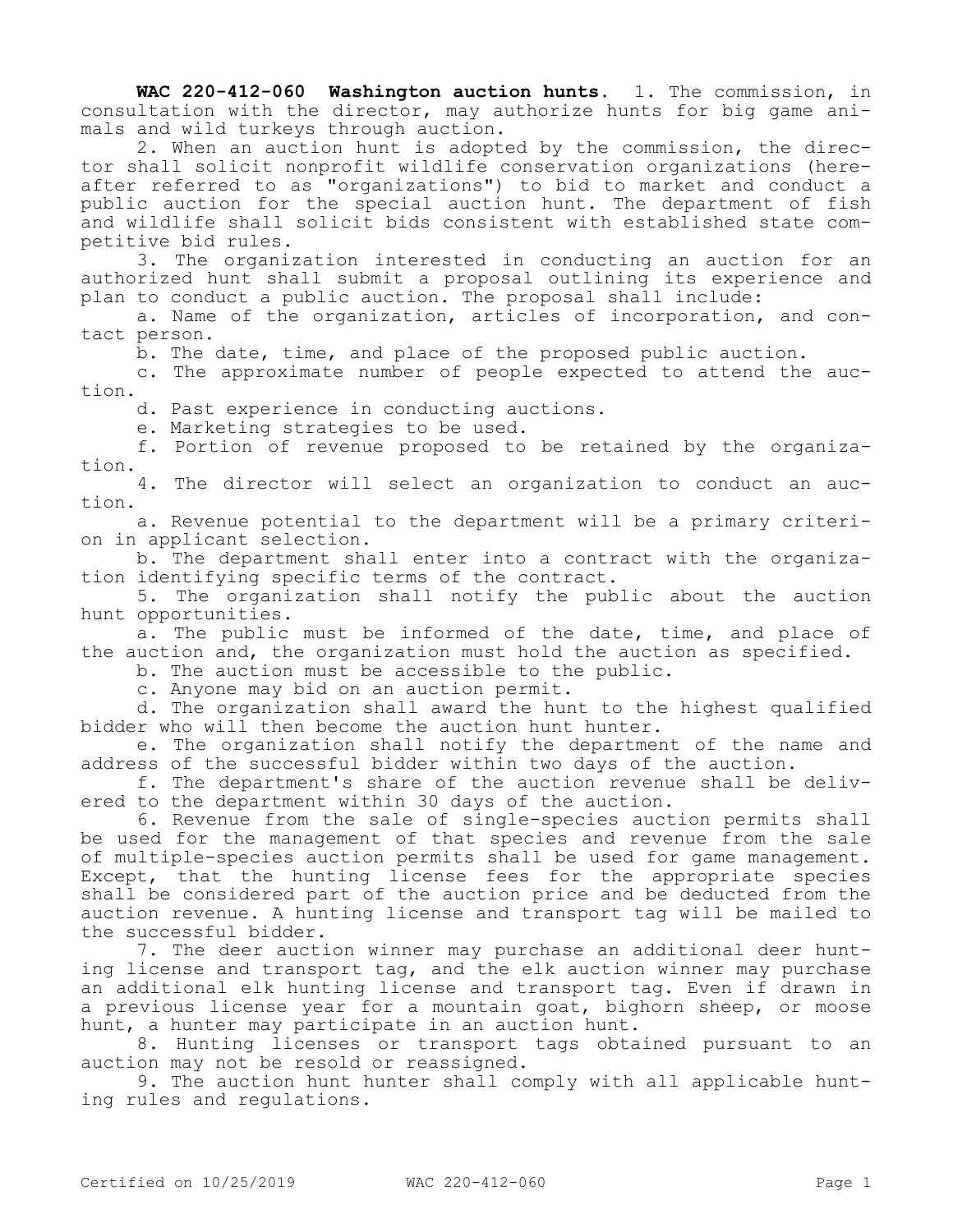**WAC 220-412-060 Washington auction hunts.** 1. The commission, in consultation with the director, may authorize hunts for big game animals and wild turkeys through auction.

2. When an auction hunt is adopted by the commission, the director shall solicit nonprofit wildlife conservation organizations (hereafter referred to as "organizations") to bid to market and conduct a public auction for the special auction hunt. The department of fish and wildlife shall solicit bids consistent with established state competitive bid rules.

3. The organization interested in conducting an auction for an authorized hunt shall submit a proposal outlining its experience and plan to conduct a public auction. The proposal shall include:

a. Name of the organization, articles of incorporation, and contact person.

b. The date, time, and place of the proposed public auction.

c. The approximate number of people expected to attend the auction.

d. Past experience in conducting auctions.

e. Marketing strategies to be used.

f. Portion of revenue proposed to be retained by the organization.

4. The director will select an organization to conduct an auction.

a. Revenue potential to the department will be a primary criterion in applicant selection.

b. The department shall enter into a contract with the organization identifying specific terms of the contract.

5. The organization shall notify the public about the auction hunt opportunities.

a. The public must be informed of the date, time, and place of the auction and, the organization must hold the auction as specified.

b. The auction must be accessible to the public.

c. Anyone may bid on an auction permit.

d. The organization shall award the hunt to the highest qualified bidder who will then become the auction hunt hunter.

e. The organization shall notify the department of the name and address of the successful bidder within two days of the auction.

f. The department's share of the auction revenue shall be delivered to the department within 30 days of the auction.

6. Revenue from the sale of single-species auction permits shall be used for the management of that species and revenue from the sale of multiple-species auction permits shall be used for game management. Except, that the hunting license fees for the appropriate species shall be considered part of the auction price and be deducted from the auction revenue. A hunting license and transport tag will be mailed to the successful bidder.

7. The deer auction winner may purchase an additional deer hunting license and transport tag, and the elk auction winner may purchase an additional elk hunting license and transport tag. Even if drawn in a previous license year for a mountain goat, bighorn sheep, or moose hunt, a hunter may participate in an auction hunt.

8. Hunting licenses or transport tags obtained pursuant to an auction may not be resold or reassigned.

9. The auction hunt hunter shall comply with all applicable hunting rules and regulations.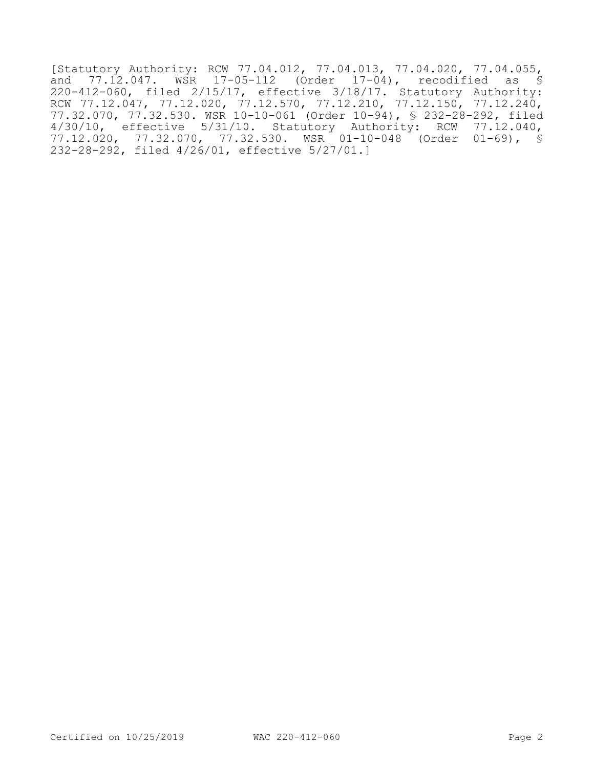[Statutory Authority: RCW 77.04.012, 77.04.013, 77.04.020, 77.04.055, and 77.12.047. WSR 17-05-112 (Order 17-04), recodified as § 220-412-060, filed 2/15/17, effective 3/18/17. Statutory Authority: RCW 77.12.047, 77.12.020, 77.12.570, 77.12.210, 77.12.150, 77.12.240, 77.32.070, 77.32.530. WSR 10-10-061 (Order 10-94), § 232-28-292, filed 4/30/10, effective 5/31/10. Statutory Authority: RCW 77.12.040, 77.12.020, 77.32.070, 77.32.530. WSR 01-10-048 (Order 01-69), § 232-28-292, filed 4/26/01, effective 5/27/01.]